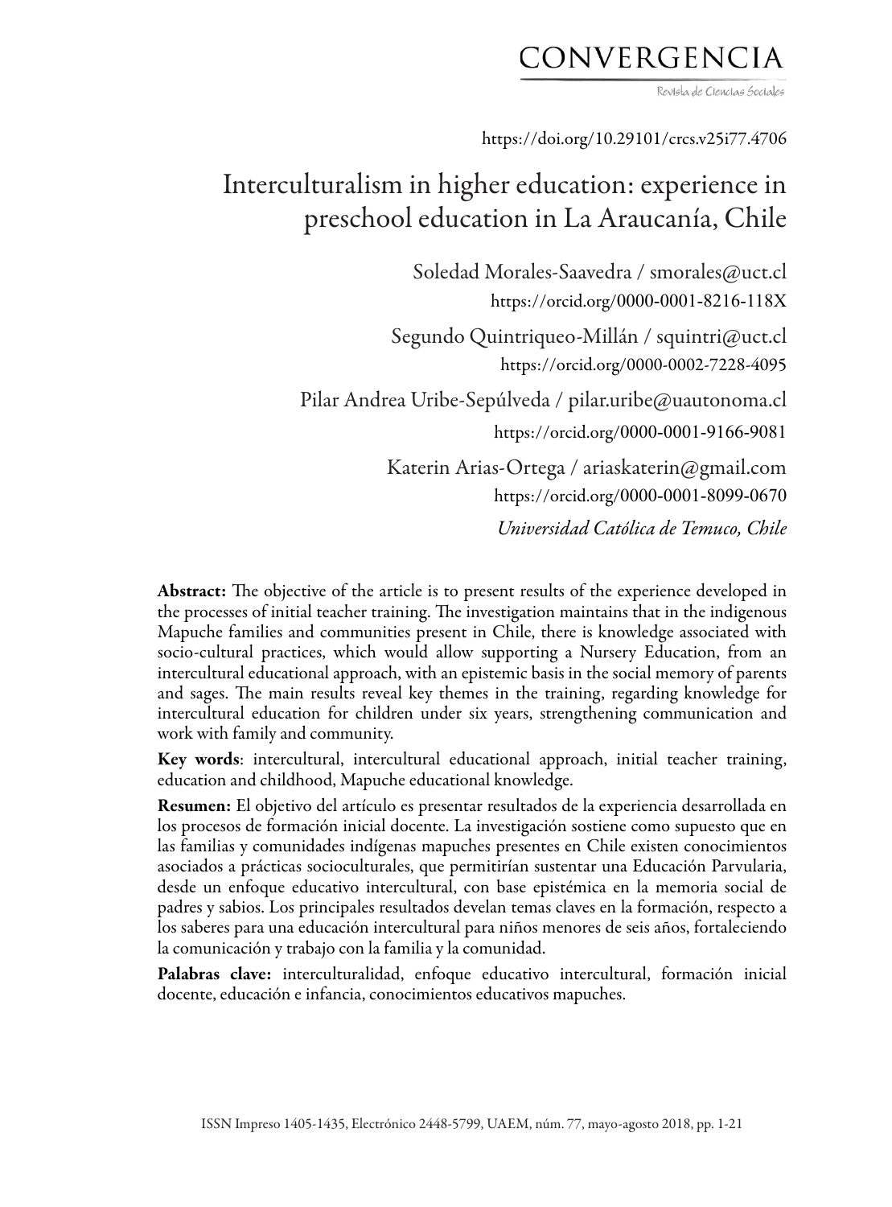https://doi.org/10.29101/crcs.v25i77.4706

# Interculturalism in higher education: experience in preschool education in La Araucanía, Chile

Soledad Morales-Saavedra / smorales@uct.cl
https://orcid.org/0000-0001-8216-118X

Segundo Quintriqueo-Millán / squintri@uct.cl
https://orcid.org/0000-0002-7228-4095

Pilar Andrea Uribe-Sepúlveda / pilar.uribe@uautonoma.cl
https://orcid.org/0000-0001-9166-9081

Katerin Arias-Ortega / ariaskaterin@gmail.com
https://orcid.org/0000-0001-8099-0670

*Universidad Católica de Temuco, Chile*

**Abstract:** The objective of the article is to present results of the experience developed in the processes of initial teacher training. The investigation maintains that in the indigenous Mapuche families and communities present in Chile, there is knowledge associated with socio-cultural practices, which would allow supporting a Nursery Education, from an intercultural educational approach, with an epistemic basis in the social memory of parents and sages. The main results reveal key themes in the training, regarding knowledge for intercultural education for children under six years, strengthening communication and work with family and community.

**Key words**: intercultural, intercultural educational approach, initial teacher training, education and childhood, Mapuche educational knowledge.

**Resumen:** El objetivo del artículo es presentar resultados de la experiencia desarrollada en los procesos de formación inicial docente. La investigación sostiene como supuesto que en las familias y comunidades indígenas mapuches presentes en Chile existen conocimientos asociados a prácticas socioculturales, que permitirían sustentar una Educación Parvularia, desde un enfoque educativo intercultural, con base epistémica en la memoria social de padres y sabios. Los principales resultados develan temas claves en la formación, respecto a los saberes para una educación intercultural para niños menores de seis años, fortaleciendo la comunicación y trabajo con la familia y la comunidad.

**Palabras clave:** interculturalidad, enfoque educativo intercultural, formación inicial docente, educación e infancia, conocimientos educativos mapuches.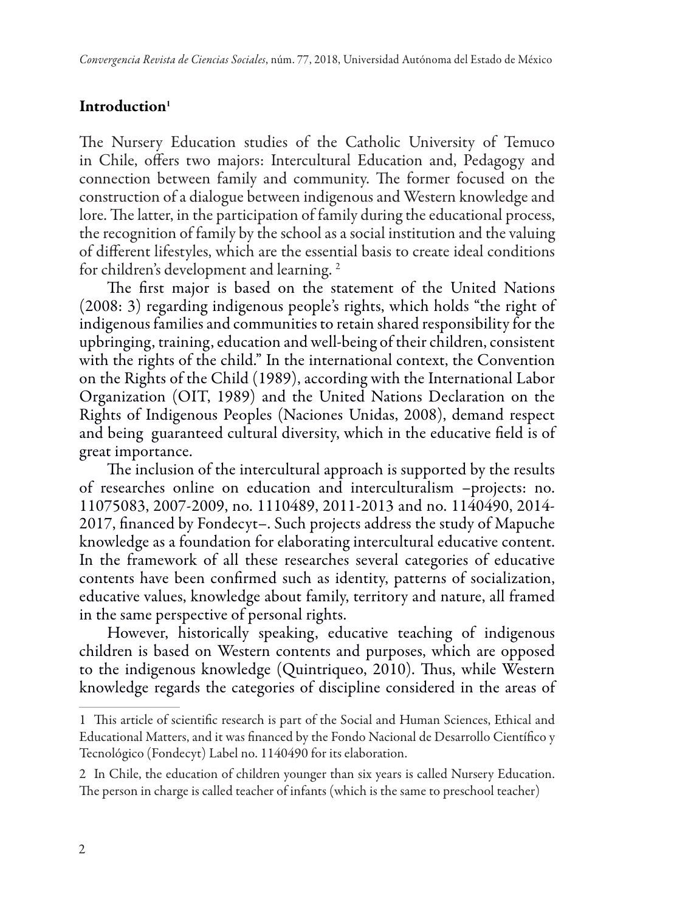## Introduction[1]

The Nursery Education studies of the Catholic University of Temuco in Chile, offers two majors: Intercultural Education and, Pedagogy and connection between family and community. The former focused on the construction of a dialogue between indigenous and Western knowledge and lore. The latter, in the participation of family during the educational process, the recognition of family by the school as a social institution and the valuing of different lifestyles, which are the essential basis to create ideal conditions for children's development and learning. [2]

The first major is based on the statement of the United Nations (2008: 3) regarding indigenous people's rights, which holds "the right of indigenous families and communities to retain shared responsibility for the upbringing, training, education and well-being of their children, consistent with the rights of the child." In the international context, the Convention on the Rights of the Child (1989), according with the International Labor Organization (OIT, 1989) and the United Nations Declaration on the Rights of Indigenous Peoples (Naciones Unidas, 2008), demand respect and being guaranteed cultural diversity, which in the educative field is of great importance.

The inclusion of the intercultural approach is supported by the results of researches online on education and interculturalism –projects: no. 11075083, 2007-2009, no. 1110489, 2011-2013 and no. 1140490, 2014-2017, financed by Fondecyt–. Such projects address the study of Mapuche knowledge as a foundation for elaborating intercultural educative content. In the framework of all these researches several categories of educative contents have been confirmed such as identity, patterns of socialization, educative values, knowledge about family, territory and nature, all framed in the same perspective of personal rights.

However, historically speaking, educative teaching of indigenous children is based on Western contents and purposes, which are opposed to the indigenous knowledge (Quintriqueo, 2010). Thus, while Western knowledge regards the categories of discipline considered in the areas of

---

1 This article of scientific research is part of the Social and Human Sciences, Ethical and Educational Matters, and it was financed by the Fondo Nacional de Desarrollo Científico y Tecnológico (Fondecyt) Label no. 1140490 for its elaboration.

2 In Chile, the education of children younger than six years is called Nursery Education. The person in charge is called teacher of infants (which is the same to preschool teacher)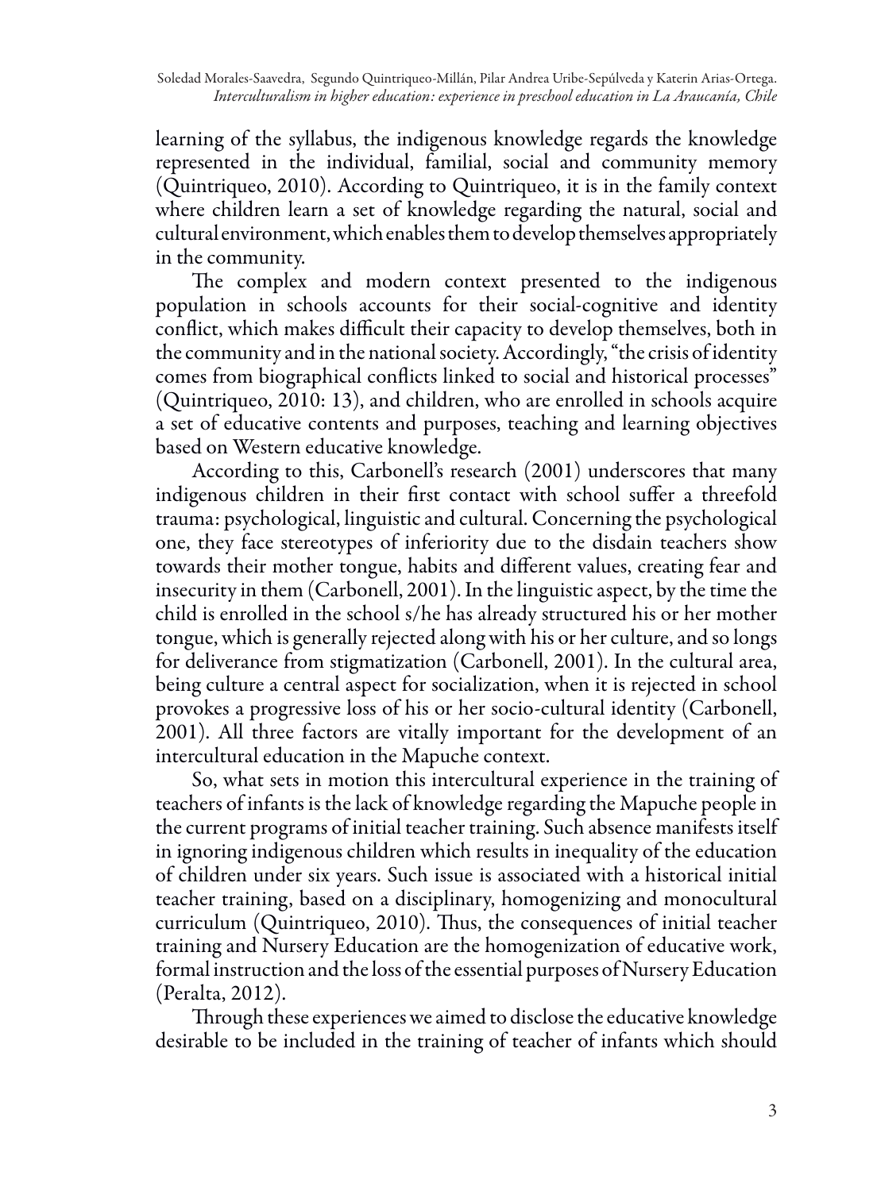learning of the syllabus, the indigenous knowledge regards the knowledge represented in the individual, familial, social and community memory (Quintriqueo, 2010). According to Quintriqueo, it is in the family context where children learn a set of knowledge regarding the natural, social and cultural environment, which enables them to develop themselves appropriately in the community.

The complex and modern context presented to the indigenous population in schools accounts for their social-cognitive and identity conflict, which makes difficult their capacity to develop themselves, both in the community and in the national society. Accordingly, "the crisis of identity comes from biographical conflicts linked to social and historical processes" (Quintriqueo, 2010: 13), and children, who are enrolled in schools acquire a set of educative contents and purposes, teaching and learning objectives based on Western educative knowledge.

According to this, Carbonell's research (2001) underscores that many indigenous children in their first contact with school suffer a threefold trauma: psychological, linguistic and cultural. Concerning the psychological one, they face stereotypes of inferiority due to the disdain teachers show towards their mother tongue, habits and different values, creating fear and insecurity in them (Carbonell, 2001). In the linguistic aspect, by the time the child is enrolled in the school s/he has already structured his or her mother tongue, which is generally rejected along with his or her culture, and so longs for deliverance from stigmatization (Carbonell, 2001). In the cultural area, being culture a central aspect for socialization, when it is rejected in school provokes a progressive loss of his or her socio-cultural identity (Carbonell, 2001). All three factors are vitally important for the development of an intercultural education in the Mapuche context.

So, what sets in motion this intercultural experience in the training of teachers of infants is the lack of knowledge regarding the Mapuche people in the current programs of initial teacher training. Such absence manifests itself in ignoring indigenous children which results in inequality of the education of children under six years. Such issue is associated with a historical initial teacher training, based on a disciplinary, homogenizing and monocultural curriculum (Quintriqueo, 2010). Thus, the consequences of initial teacher training and Nursery Education are the homogenization of educative work, formal instruction and the loss of the essential purposes of Nursery Education (Peralta, 2012).

Through these experiences we aimed to disclose the educative knowledge desirable to be included in the training of teacher of infants which should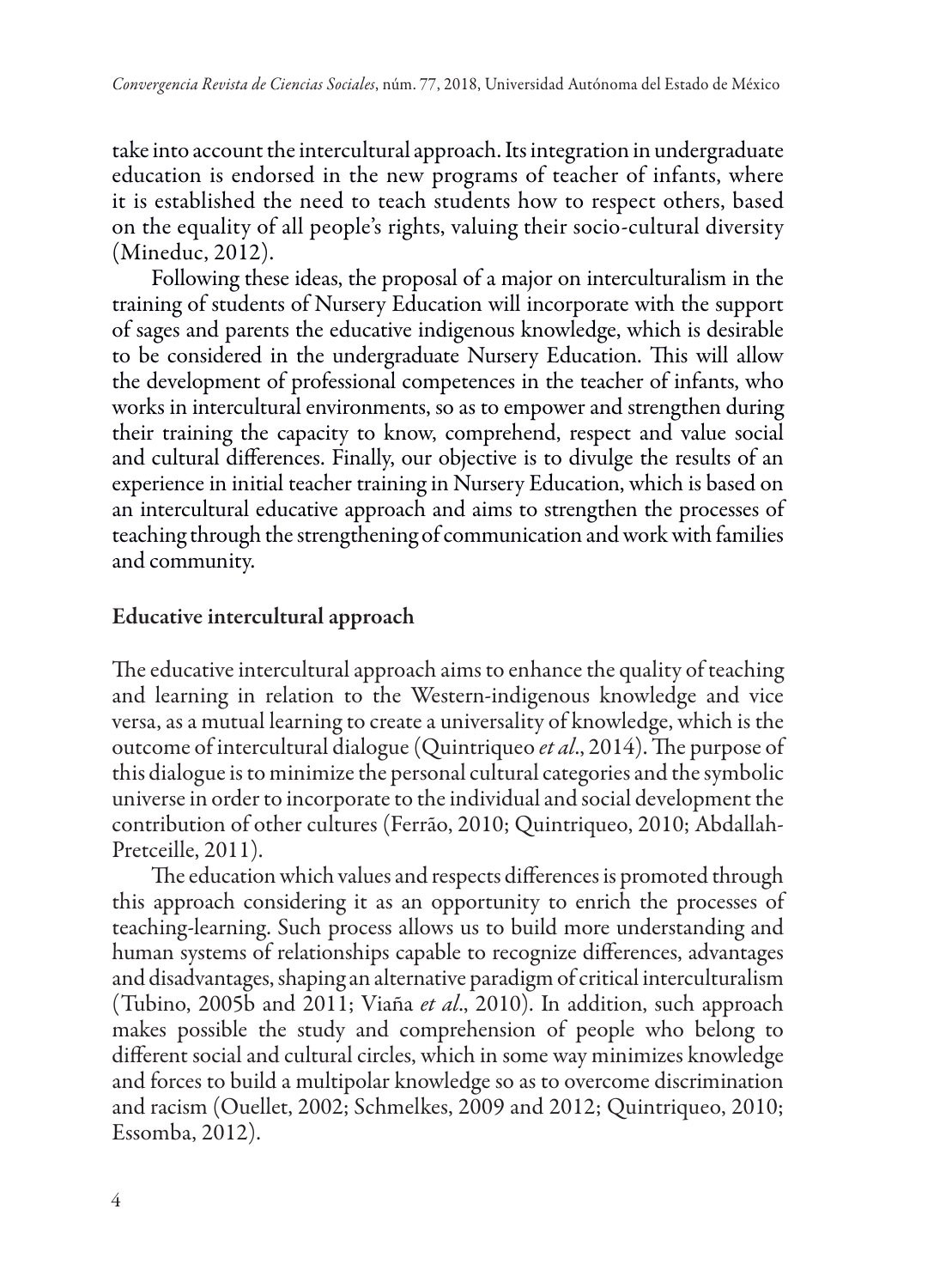take into account the intercultural approach. Its integration in undergraduate education is endorsed in the new programs of teacher of infants, where it is established the need to teach students how to respect others, based on the equality of all people's rights, valuing their socio-cultural diversity (Mineduc, 2012).

Following these ideas, the proposal of a major on interculturalism in the training of students of Nursery Education will incorporate with the support of sages and parents the educative indigenous knowledge, which is desirable to be considered in the undergraduate Nursery Education. This will allow the development of professional competences in the teacher of infants, who works in intercultural environments, so as to empower and strengthen during their training the capacity to know, comprehend, respect and value social and cultural differences. Finally, our objective is to divulge the results of an experience in initial teacher training in Nursery Education, which is based on an intercultural educative approach and aims to strengthen the processes of teaching through the strengthening of communication and work with families and community.

## Educative intercultural approach

The educative intercultural approach aims to enhance the quality of teaching and learning in relation to the Western-indigenous knowledge and vice versa, as a mutual learning to create a universality of knowledge, which is the outcome of intercultural dialogue (Quintriqueo *et al*., 2014). The purpose of this dialogue is to minimize the personal cultural categories and the symbolic universe in order to incorporate to the individual and social development the contribution of other cultures (Ferrão, 2010; Quintriqueo, 2010; Abdallah-Pretceille, 2011).

The education which values and respects differences is promoted through this approach considering it as an opportunity to enrich the processes of teaching-learning. Such process allows us to build more understanding and human systems of relationships capable to recognize differences, advantages and disadvantages, shaping an alternative paradigm of critical interculturalism (Tubino, 2005b and 2011; Viaña *et al*., 2010). In addition, such approach makes possible the study and comprehension of people who belong to different social and cultural circles, which in some way minimizes knowledge and forces to build a multipolar knowledge so as to overcome discrimination and racism (Ouellet, 2002; Schmelkes, 2009 and 2012; Quintriqueo, 2010; Essomba, 2012).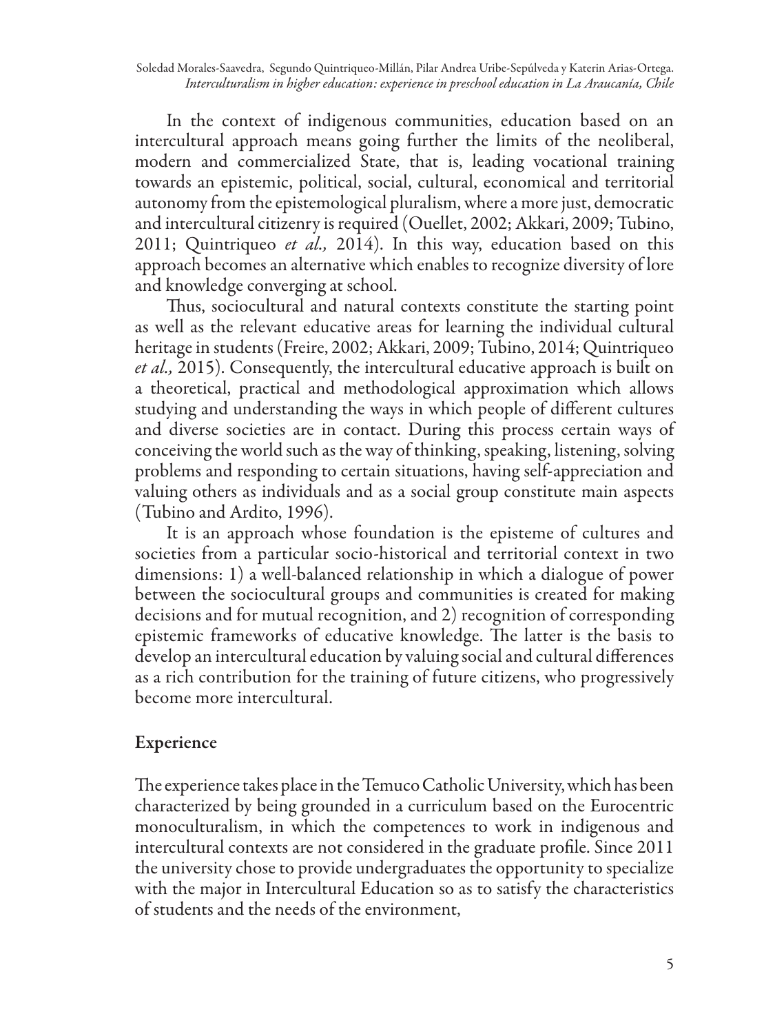In the context of indigenous communities, education based on an intercultural approach means going further the limits of the neoliberal, modern and commercialized State, that is, leading vocational training towards an epistemic, political, social, cultural, economical and territorial autonomy from the epistemological pluralism, where a more just, democratic and intercultural citizenry is required (Ouellet, 2002; Akkari, 2009; Tubino, 2011; Quintriqueo *et al.,* 2014). In this way, education based on this approach becomes an alternative which enables to recognize diversity of lore and knowledge converging at school.

Thus, sociocultural and natural contexts constitute the starting point as well as the relevant educative areas for learning the individual cultural heritage in students (Freire, 2002; Akkari, 2009; Tubino, 2014; Quintriqueo *et al.,* 2015). Consequently, the intercultural educative approach is built on a theoretical, practical and methodological approximation which allows studying and understanding the ways in which people of different cultures and diverse societies are in contact. During this process certain ways of conceiving the world such as the way of thinking, speaking, listening, solving problems and responding to certain situations, having self-appreciation and valuing others as individuals and as a social group constitute main aspects (Tubino and Ardito, 1996).

It is an approach whose foundation is the episteme of cultures and societies from a particular socio-historical and territorial context in two dimensions: 1) a well-balanced relationship in which a dialogue of power between the sociocultural groups and communities is created for making decisions and for mutual recognition, and 2) recognition of corresponding epistemic frameworks of educative knowledge. The latter is the basis to develop an intercultural education by valuing social and cultural differences as a rich contribution for the training of future citizens, who progressively become more intercultural.

## Experience

The experience takes place in the Temuco Catholic University, which has been characterized by being grounded in a curriculum based on the Eurocentric monoculturalism, in which the competences to work in indigenous and intercultural contexts are not considered in the graduate profile. Since 2011 the university chose to provide undergraduates the opportunity to specialize with the major in Intercultural Education so as to satisfy the characteristics of students and the needs of the environment,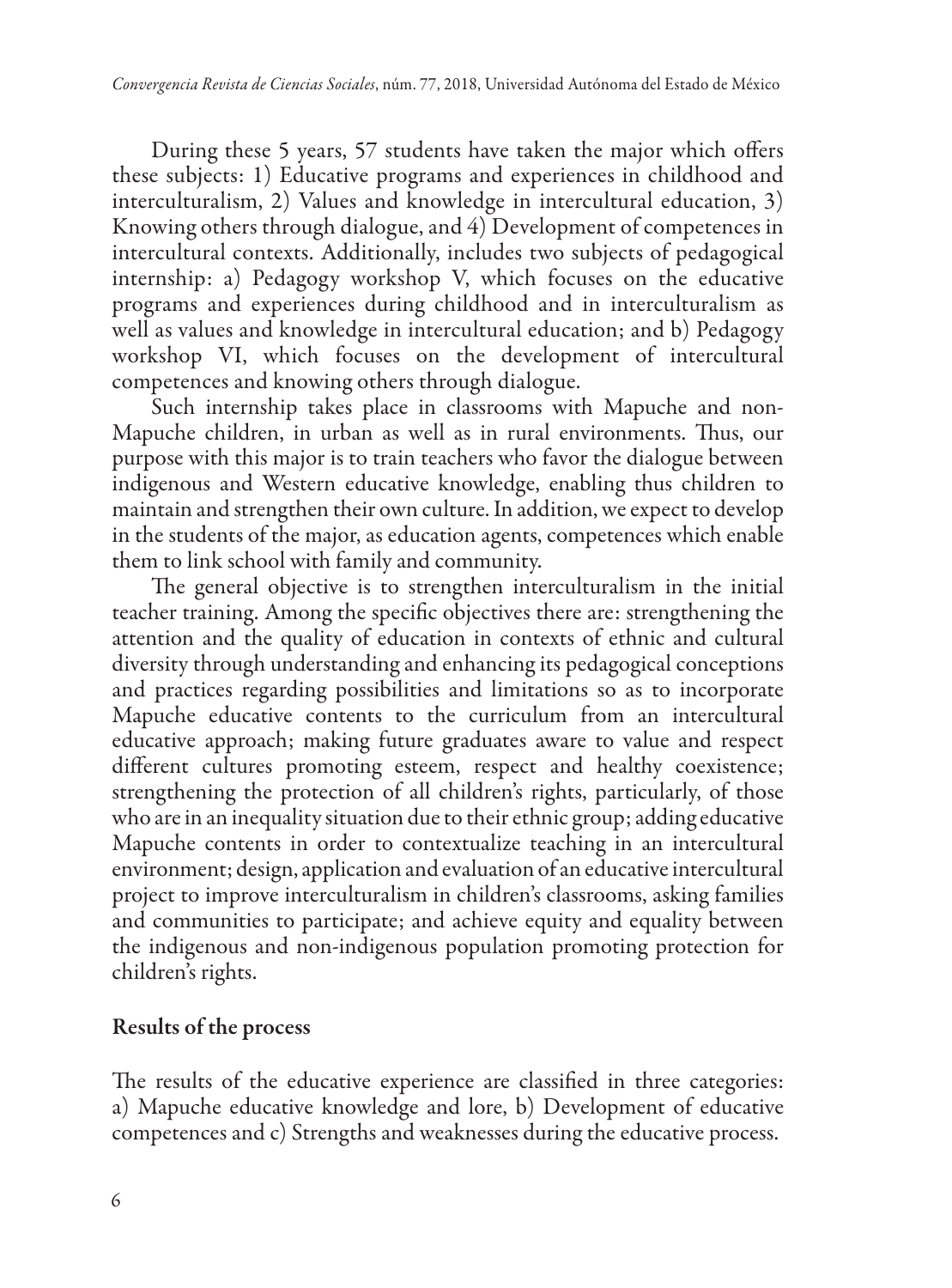During these 5 years, 57 students have taken the major which offers these subjects: 1) Educative programs and experiences in childhood and interculturalism, 2) Values and knowledge in intercultural education, 3) Knowing others through dialogue, and 4) Development of competences in intercultural contexts. Additionally, includes two subjects of pedagogical internship: a) Pedagogy workshop V, which focuses on the educative programs and experiences during childhood and in interculturalism as well as values and knowledge in intercultural education; and b) Pedagogy workshop VI, which focuses on the development of intercultural competences and knowing others through dialogue.

Such internship takes place in classrooms with Mapuche and non-Mapuche children, in urban as well as in rural environments. Thus, our purpose with this major is to train teachers who favor the dialogue between indigenous and Western educative knowledge, enabling thus children to maintain and strengthen their own culture. In addition, we expect to develop in the students of the major, as education agents, competences which enable them to link school with family and community.

The general objective is to strengthen interculturalism in the initial teacher training. Among the specific objectives there are: strengthening the attention and the quality of education in contexts of ethnic and cultural diversity through understanding and enhancing its pedagogical conceptions and practices regarding possibilities and limitations so as to incorporate Mapuche educative contents to the curriculum from an intercultural educative approach; making future graduates aware to value and respect different cultures promoting esteem, respect and healthy coexistence; strengthening the protection of all children's rights, particularly, of those who are in an inequality situation due to their ethnic group; adding educative Mapuche contents in order to contextualize teaching in an intercultural environment; design, application and evaluation of an educative intercultural project to improve interculturalism in children's classrooms, asking families and communities to participate; and achieve equity and equality between the indigenous and non-indigenous population promoting protection for children's rights.

## Results of the process

The results of the educative experience are classified in three categories: a) Mapuche educative knowledge and lore, b) Development of educative competences and c) Strengths and weaknesses during the educative process.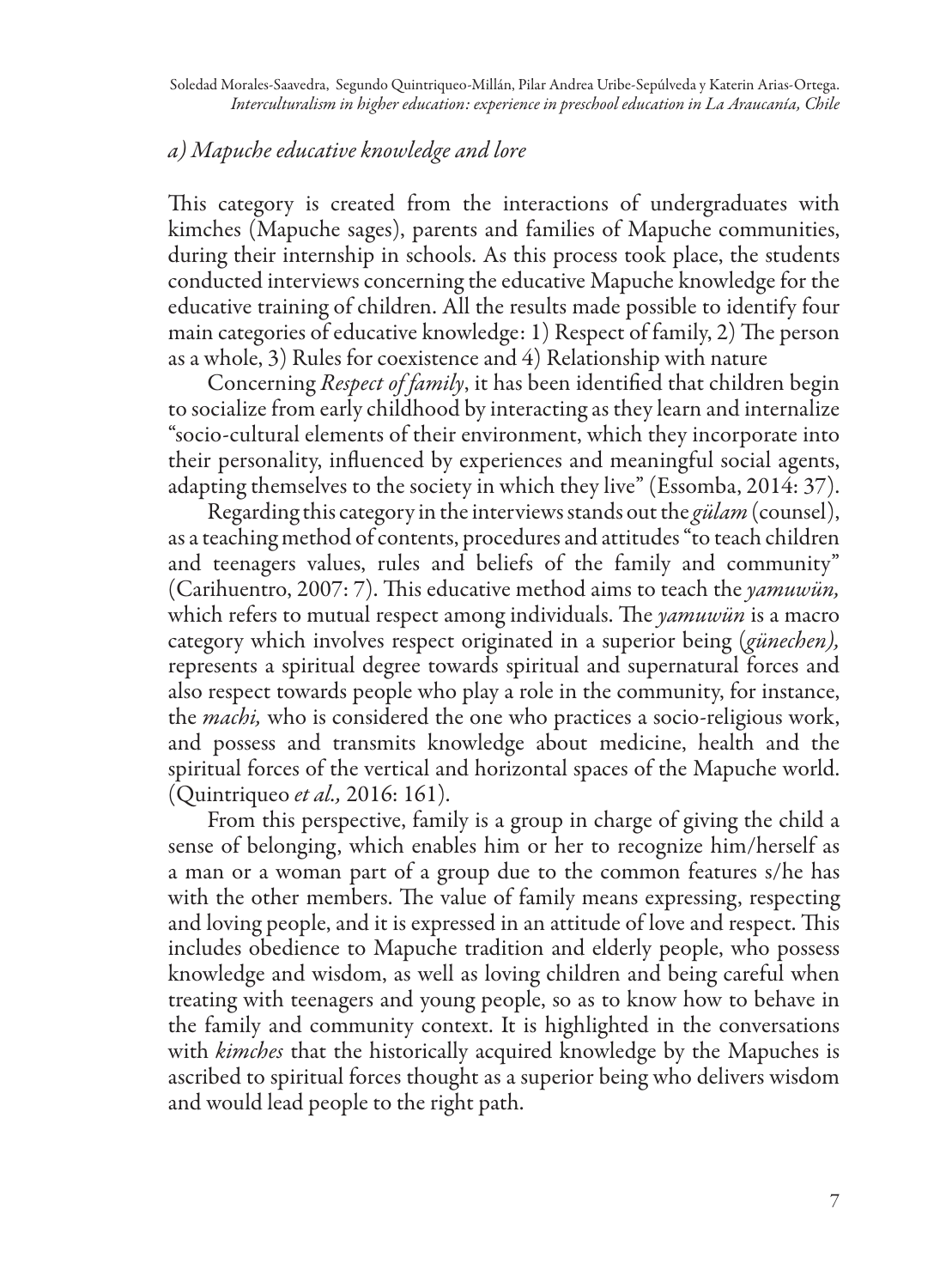### *a) Mapuche educative knowledge and lore*

This category is created from the interactions of undergraduates with kimches (Mapuche sages), parents and families of Mapuche communities, during their internship in schools. As this process took place, the students conducted interviews concerning the educative Mapuche knowledge for the educative training of children. All the results made possible to identify four main categories of educative knowledge: 1) Respect of family, 2) The person as a whole, 3) Rules for coexistence and 4) Relationship with nature

Concerning *Respect of family*, it has been identified that children begin to socialize from early childhood by interacting as they learn and internalize "socio-cultural elements of their environment, which they incorporate into their personality, influenced by experiences and meaningful social agents, adapting themselves to the society in which they live" (Essomba, 2014: 37).

Regarding this category in the interviews stands out the *gülam* (counsel), as a teaching method of contents, procedures and attitudes "to teach children and teenagers values, rules and beliefs of the family and community" (Carihuentro, 2007: 7). This educative method aims to teach the *yamuwün,* which refers to mutual respect among individuals. The *yamuwün* is a macro category which involves respect originated in a superior being (*günechen),* represents a spiritual degree towards spiritual and supernatural forces and also respect towards people who play a role in the community, for instance, the *machi,* who is considered the one who practices a socio-religious work, and possess and transmits knowledge about medicine, health and the spiritual forces of the vertical and horizontal spaces of the Mapuche world. (Quintriqueo *et al.,* 2016: 161).

From this perspective, family is a group in charge of giving the child a sense of belonging, which enables him or her to recognize him/herself as a man or a woman part of a group due to the common features s/he has with the other members. The value of family means expressing, respecting and loving people, and it is expressed in an attitude of love and respect. This includes obedience to Mapuche tradition and elderly people, who possess knowledge and wisdom, as well as loving children and being careful when treating with teenagers and young people, so as to know how to behave in the family and community context. It is highlighted in the conversations with *kimches* that the historically acquired knowledge by the Mapuches is ascribed to spiritual forces thought as a superior being who delivers wisdom and would lead people to the right path.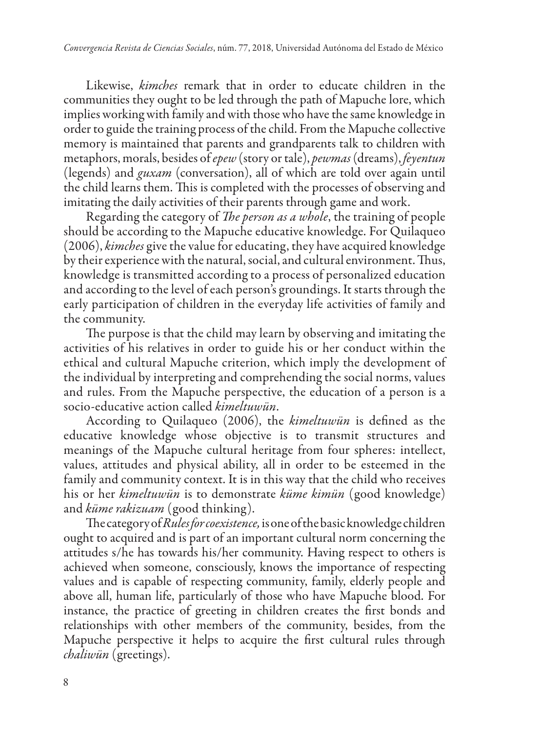Likewise, *kimches* remark that in order to educate children in the communities they ought to be led through the path of Mapuche lore, which implies working with family and with those who have the same knowledge in order to guide the training process of the child. From the Mapuche collective memory is maintained that parents and grandparents talk to children with metaphors, morals, besides of *epew* (story or tale), *pewmas* (dreams), *feyentun* (legends) and *guxam* (conversation), all of which are told over again until the child learns them. This is completed with the processes of observing and imitating the daily activities of their parents through game and work.

Regarding the category of *The person as a whole*, the training of people should be according to the Mapuche educative knowledge. For Quilaqueo (2006), *kimches* give the value for educating, they have acquired knowledge by their experience with the natural, social, and cultural environment. Thus, knowledge is transmitted according to a process of personalized education and according to the level of each person's groundings. It starts through the early participation of children in the everyday life activities of family and the community.

The purpose is that the child may learn by observing and imitating the activities of his relatives in order to guide his or her conduct within the ethical and cultural Mapuche criterion, which imply the development of the individual by interpreting and comprehending the social norms, values and rules. From the Mapuche perspective, the education of a person is a socio-educative action called *kimeltuwün*.

According to Quilaqueo (2006), the *kimeltuwün* is defined as the educative knowledge whose objective is to transmit structures and meanings of the Mapuche cultural heritage from four spheres: intellect, values, attitudes and physical ability, all in order to be esteemed in the family and community context. It is in this way that the child who receives his or her *kimeltuwün* is to demonstrate *küme kimün* (good knowledge) and *küme rakizuam* (good thinking).

The category of *Rules for coexistence,* is one of the basic knowledge children ought to acquired and is part of an important cultural norm concerning the attitudes s/he has towards his/her community. Having respect to others is achieved when someone, consciously, knows the importance of respecting values and is capable of respecting community, family, elderly people and above all, human life, particularly of those who have Mapuche blood. For instance, the practice of greeting in children creates the first bonds and relationships with other members of the community, besides, from the Mapuche perspective it helps to acquire the first cultural rules through *chaliwün* (greetings).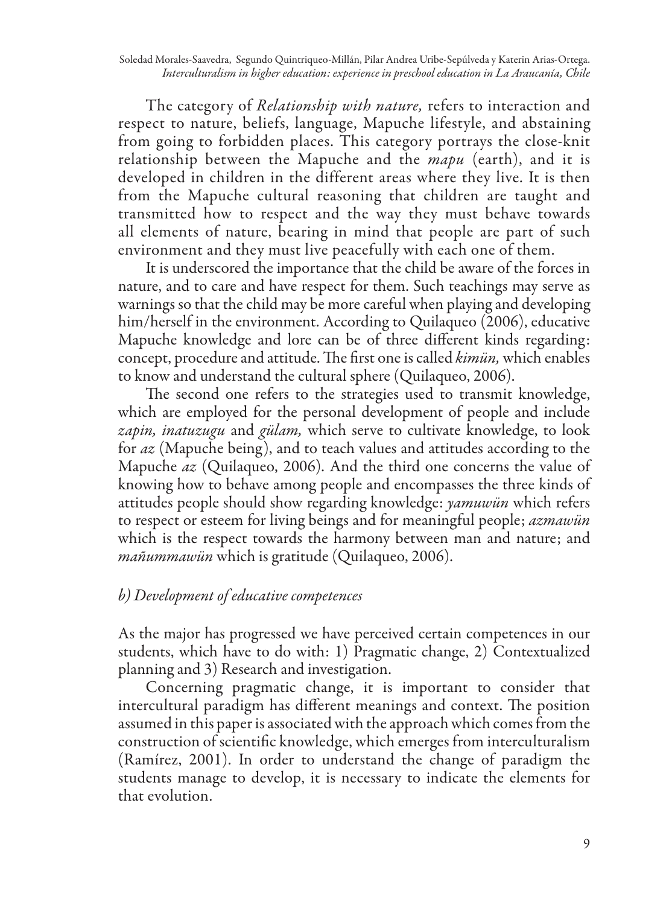The category of *Relationship with nature,* refers to interaction and respect to nature, beliefs, language, Mapuche lifestyle, and abstaining from going to forbidden places. This category portrays the close-knit relationship between the Mapuche and the *mapu* (earth), and it is developed in children in the different areas where they live. It is then from the Mapuche cultural reasoning that children are taught and transmitted how to respect and the way they must behave towards all elements of nature, bearing in mind that people are part of such environment and they must live peacefully with each one of them.

It is underscored the importance that the child be aware of the forces in nature, and to care and have respect for them. Such teachings may serve as warnings so that the child may be more careful when playing and developing him/herself in the environment. According to Quilaqueo (2006), educative Mapuche knowledge and lore can be of three different kinds regarding: concept, procedure and attitude. The first one is called *kimün,* which enables to know and understand the cultural sphere (Quilaqueo, 2006).

The second one refers to the strategies used to transmit knowledge, which are employed for the personal development of people and include *zapin, inatuzugu* and *gülam,* which serve to cultivate knowledge, to look for *az* (Mapuche being), and to teach values and attitudes according to the Mapuche *az* (Quilaqueo, 2006). And the third one concerns the value of knowing how to behave among people and encompasses the three kinds of attitudes people should show regarding knowledge: *yamuwün* which refers to respect or esteem for living beings and for meaningful people; *azmawün* which is the respect towards the harmony between man and nature; and *mañummawün* which is gratitude (Quilaqueo, 2006).

### *b) Development of educative competences*

As the major has progressed we have perceived certain competences in our students, which have to do with: 1) Pragmatic change, 2) Contextualized planning and 3) Research and investigation.

Concerning pragmatic change, it is important to consider that intercultural paradigm has different meanings and context. The position assumed in this paper is associated with the approach which comes from the construction of scientific knowledge, which emerges from interculturalism (Ramírez, 2001). In order to understand the change of paradigm the students manage to develop, it is necessary to indicate the elements for that evolution.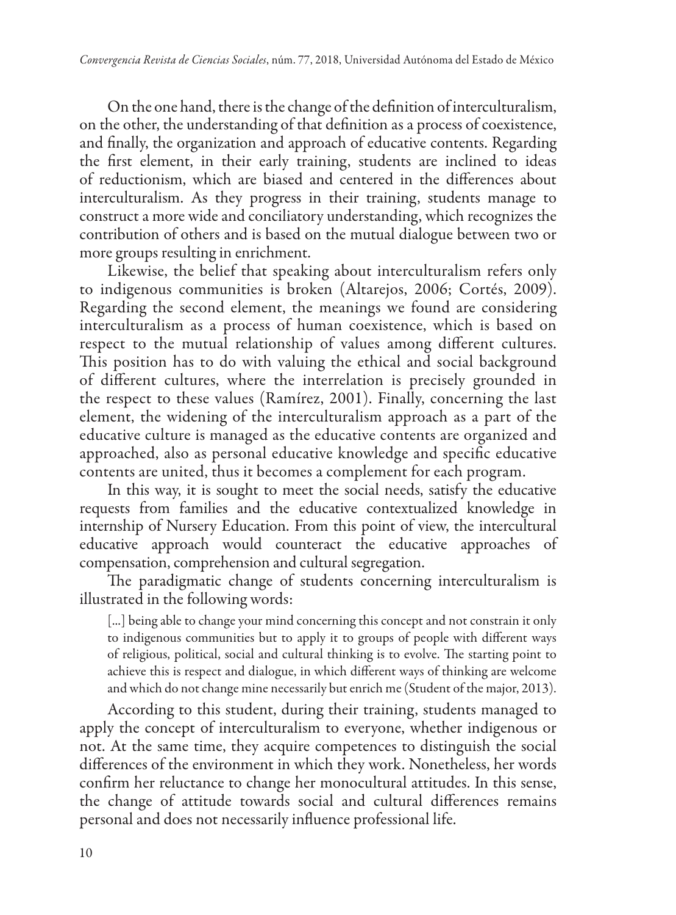On the one hand, there is the change of the definition of interculturalism, on the other, the understanding of that definition as a process of coexistence, and finally, the organization and approach of educative contents. Regarding the first element, in their early training, students are inclined to ideas of reductionism, which are biased and centered in the differences about interculturalism. As they progress in their training, students manage to construct a more wide and conciliatory understanding, which recognizes the contribution of others and is based on the mutual dialogue between two or more groups resulting in enrichment.

Likewise, the belief that speaking about interculturalism refers only to indigenous communities is broken (Altarejos, 2006; Cortés, 2009). Regarding the second element, the meanings we found are considering interculturalism as a process of human coexistence, which is based on respect to the mutual relationship of values among different cultures. This position has to do with valuing the ethical and social background of different cultures, where the interrelation is precisely grounded in the respect to these values (Ramírez, 2001). Finally, concerning the last element, the widening of the interculturalism approach as a part of the educative culture is managed as the educative contents are organized and approached, also as personal educative knowledge and specific educative contents are united, thus it becomes a complement for each program.

In this way, it is sought to meet the social needs, satisfy the educative requests from families and the educative contextualized knowledge in internship of Nursery Education. From this point of view, the intercultural educative approach would counteract the educative approaches of compensation, comprehension and cultural segregation.

The paradigmatic change of students concerning interculturalism is illustrated in the following words:

> [...] being able to change your mind concerning this concept and not constrain it only to indigenous communities but to apply it to groups of people with different ways of religious, political, social and cultural thinking is to evolve. The starting point to achieve this is respect and dialogue, in which different ways of thinking are welcome and which do not change mine necessarily but enrich me (Student of the major, 2013).

According to this student, during their training, students managed to apply the concept of interculturalism to everyone, whether indigenous or not. At the same time, they acquire competences to distinguish the social differences of the environment in which they work. Nonetheless, her words confirm her reluctance to change her monocultural attitudes. In this sense, the change of attitude towards social and cultural differences remains personal and does not necessarily influence professional life.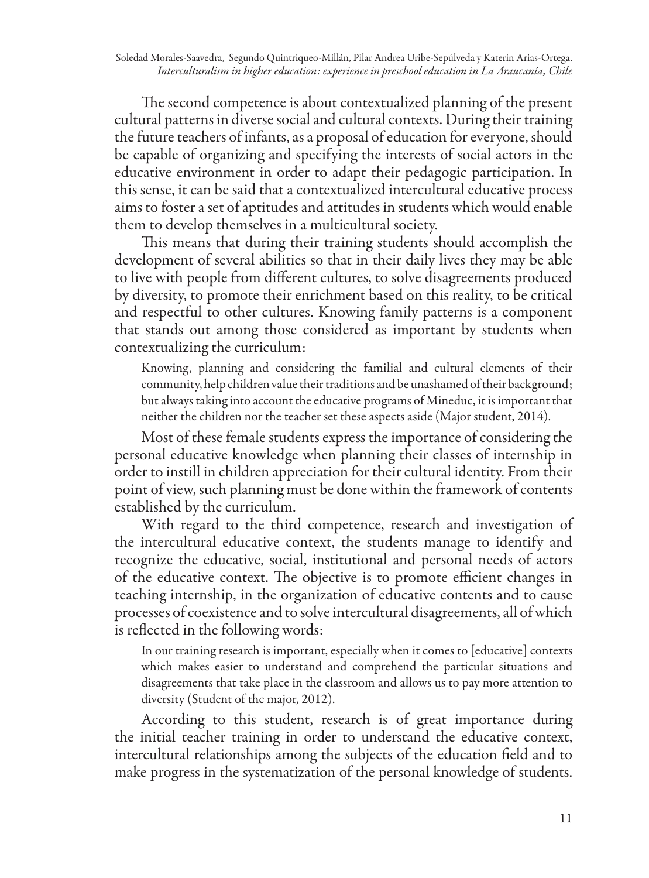The second competence is about contextualized planning of the present cultural patterns in diverse social and cultural contexts. During their training the future teachers of infants, as a proposal of education for everyone, should be capable of organizing and specifying the interests of social actors in the educative environment in order to adapt their pedagogic participation. In this sense, it can be said that a contextualized intercultural educative process aims to foster a set of aptitudes and attitudes in students which would enable them to develop themselves in a multicultural society.

This means that during their training students should accomplish the development of several abilities so that in their daily lives they may be able to live with people from different cultures, to solve disagreements produced by diversity, to promote their enrichment based on this reality, to be critical and respectful to other cultures. Knowing family patterns is a component that stands out among those considered as important by students when contextualizing the curriculum:

> Knowing, planning and considering the familial and cultural elements of their community, help children value their traditions and be unashamed of their background; but always taking into account the educative programs of Mineduc, it is important that neither the children nor the teacher set these aspects aside (Major student, 2014).

Most of these female students express the importance of considering the personal educative knowledge when planning their classes of internship in order to instill in children appreciation for their cultural identity. From their point of view, such planning must be done within the framework of contents established by the curriculum.

With regard to the third competence, research and investigation of the intercultural educative context, the students manage to identify and recognize the educative, social, institutional and personal needs of actors of the educative context. The objective is to promote efficient changes in teaching internship, in the organization of educative contents and to cause processes of coexistence and to solve intercultural disagreements, all of which is reflected in the following words:

> In our training research is important, especially when it comes to [educative] contexts which makes easier to understand and comprehend the particular situations and disagreements that take place in the classroom and allows us to pay more attention to diversity (Student of the major, 2012).

According to this student, research is of great importance during the initial teacher training in order to understand the educative context, intercultural relationships among the subjects of the education field and to make progress in the systematization of the personal knowledge of students.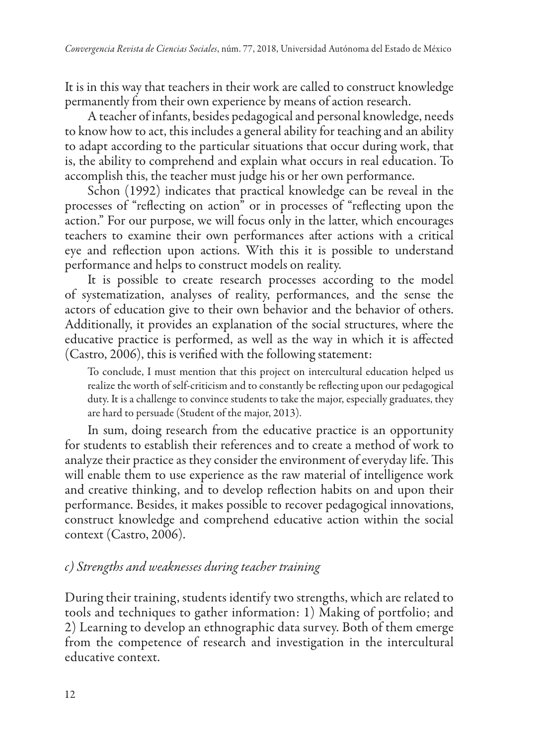It is in this way that teachers in their work are called to construct knowledge permanently from their own experience by means of action research.

A teacher of infants, besides pedagogical and personal knowledge, needs to know how to act, this includes a general ability for teaching and an ability to adapt according to the particular situations that occur during work, that is, the ability to comprehend and explain what occurs in real education. To accomplish this, the teacher must judge his or her own performance.

Schon (1992) indicates that practical knowledge can be reveal in the processes of "reflecting on action" or in processes of "reflecting upon the action." For our purpose, we will focus only in the latter, which encourages teachers to examine their own performances after actions with a critical eye and reflection upon actions. With this it is possible to understand performance and helps to construct models on reality.

It is possible to create research processes according to the model of systematization, analyses of reality, performances, and the sense the actors of education give to their own behavior and the behavior of others. Additionally, it provides an explanation of the social structures, where the educative practice is performed, as well as the way in which it is affected (Castro, 2006), this is verified with the following statement:

> To conclude, I must mention that this project on intercultural education helped us realize the worth of self-criticism and to constantly be reflecting upon our pedagogical duty. It is a challenge to convince students to take the major, especially graduates, they are hard to persuade (Student of the major, 2013).

In sum, doing research from the educative practice is an opportunity for students to establish their references and to create a method of work to analyze their practice as they consider the environment of everyday life. This will enable them to use experience as the raw material of intelligence work and creative thinking, and to develop reflection habits on and upon their performance. Besides, it makes possible to recover pedagogical innovations, construct knowledge and comprehend educative action within the social context (Castro, 2006).

### *c) Strengths and weaknesses during teacher training*

During their training, students identify two strengths, which are related to tools and techniques to gather information: 1) Making of portfolio; and 2) Learning to develop an ethnographic data survey. Both of them emerge from the competence of research and investigation in the intercultural educative context.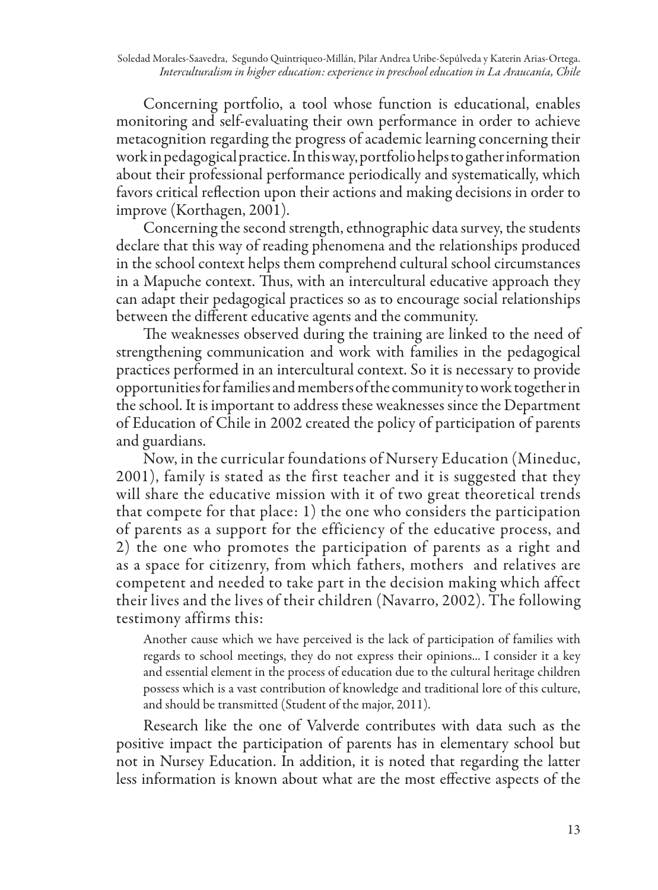Concerning portfolio, a tool whose function is educational, enables monitoring and self-evaluating their own performance in order to achieve metacognition regarding the progress of academic learning concerning their work in pedagogical practice. In this way, portfolio helps to gather information about their professional performance periodically and systematically, which favors critical reflection upon their actions and making decisions in order to improve (Korthagen, 2001).

Concerning the second strength, ethnographic data survey, the students declare that this way of reading phenomena and the relationships produced in the school context helps them comprehend cultural school circumstances in a Mapuche context. Thus, with an intercultural educative approach they can adapt their pedagogical practices so as to encourage social relationships between the different educative agents and the community.

The weaknesses observed during the training are linked to the need of strengthening communication and work with families in the pedagogical practices performed in an intercultural context. So it is necessary to provide opportunities for families and members of the community to work together in the school. It is important to address these weaknesses since the Department of Education of Chile in 2002 created the policy of participation of parents and guardians.

Now, in the curricular foundations of Nursery Education (Mineduc, 2001), family is stated as the first teacher and it is suggested that they will share the educative mission with it of two great theoretical trends that compete for that place: 1) the one who considers the participation of parents as a support for the efficiency of the educative process, and 2) the one who promotes the participation of parents as a right and as a space for citizenry, from which fathers, mothers and relatives are competent and needed to take part in the decision making which affect their lives and the lives of their children (Navarro, 2002). The following testimony affirms this:

> Another cause which we have perceived is the lack of participation of families with regards to school meetings, they do not express their opinions... I consider it a key and essential element in the process of education due to the cultural heritage children possess which is a vast contribution of knowledge and traditional lore of this culture, and should be transmitted (Student of the major, 2011).

Research like the one of Valverde contributes with data such as the positive impact the participation of parents has in elementary school but not in Nursey Education. In addition, it is noted that regarding the latter less information is known about what are the most effective aspects of the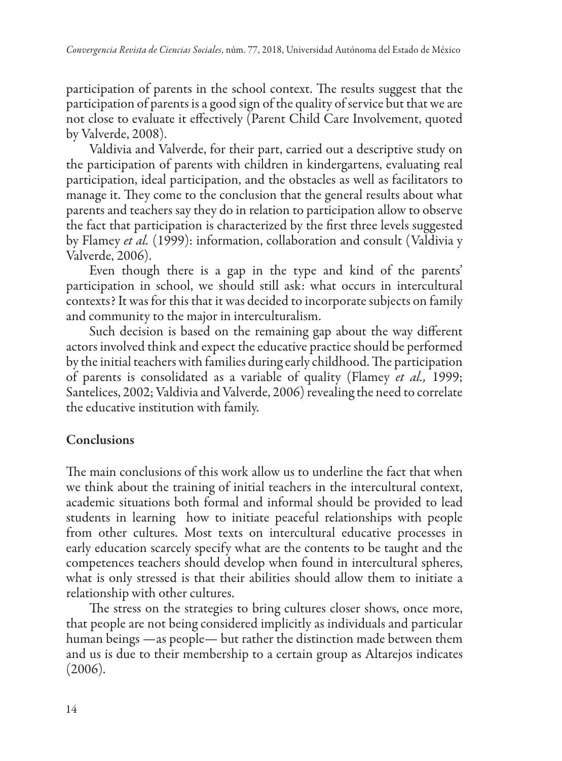participation of parents in the school context. The results suggest that the participation of parents is a good sign of the quality of service but that we are not close to evaluate it effectively (Parent Child Care Involvement, quoted by Valverde, 2008).

Valdivia and Valverde, for their part, carried out a descriptive study on the participation of parents with children in kindergartens, evaluating real participation, ideal participation, and the obstacles as well as facilitators to manage it. They come to the conclusion that the general results about what parents and teachers say they do in relation to participation allow to observe the fact that participation is characterized by the first three levels suggested by Flamey *et al.* (1999): information, collaboration and consult (Valdivia y Valverde, 2006).

Even though there is a gap in the type and kind of the parents' participation in school, we should still ask: what occurs in intercultural contexts? It was for this that it was decided to incorporate subjects on family and community to the major in interculturalism.

Such decision is based on the remaining gap about the way different actors involved think and expect the educative practice should be performed by the initial teachers with families during early childhood. The participation of parents is consolidated as a variable of quality (Flamey *et al.,* 1999; Santelices, 2002; Valdivia and Valverde, 2006) revealing the need to correlate the educative institution with family.

## Conclusions

The main conclusions of this work allow us to underline the fact that when we think about the training of initial teachers in the intercultural context, academic situations both formal and informal should be provided to lead students in learning how to initiate peaceful relationships with people from other cultures. Most texts on intercultural educative processes in early education scarcely specify what are the contents to be taught and the competences teachers should develop when found in intercultural spheres, what is only stressed is that their abilities should allow them to initiate a relationship with other cultures.

The stress on the strategies to bring cultures closer shows, once more, that people are not being considered implicitly as individuals and particular human beings —as people— but rather the distinction made between them and us is due to their membership to a certain group as Altarejos indicates (2006).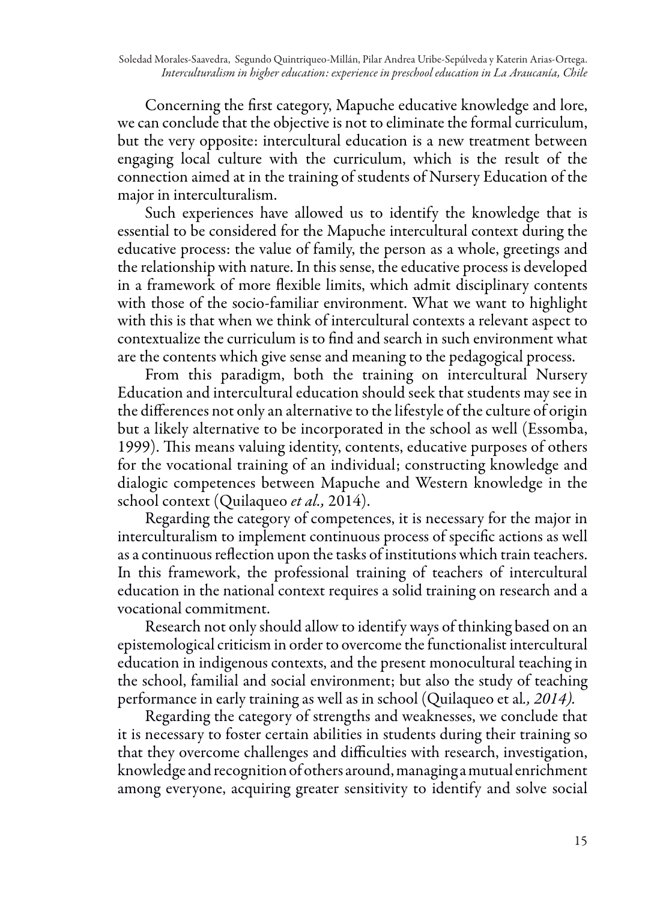Concerning the first category, Mapuche educative knowledge and lore, we can conclude that the objective is not to eliminate the formal curriculum, but the very opposite: intercultural education is a new treatment between engaging local culture with the curriculum, which is the result of the connection aimed at in the training of students of Nursery Education of the major in interculturalism.

Such experiences have allowed us to identify the knowledge that is essential to be considered for the Mapuche intercultural context during the educative process: the value of family, the person as a whole, greetings and the relationship with nature. In this sense, the educative process is developed in a framework of more flexible limits, which admit disciplinary contents with those of the socio-familiar environment. What we want to highlight with this is that when we think of intercultural contexts a relevant aspect to contextualize the curriculum is to find and search in such environment what are the contents which give sense and meaning to the pedagogical process.

From this paradigm, both the training on intercultural Nursery Education and intercultural education should seek that students may see in the differences not only an alternative to the lifestyle of the culture of origin but a likely alternative to be incorporated in the school as well (Essomba, 1999). This means valuing identity, contents, educative purposes of others for the vocational training of an individual; constructing knowledge and dialogic competences between Mapuche and Western knowledge in the school context (Quilaqueo *et al.,* 2014).

Regarding the category of competences, it is necessary for the major in interculturalism to implement continuous process of specific actions as well as a continuous reflection upon the tasks of institutions which train teachers. In this framework, the professional training of teachers of intercultural education in the national context requires a solid training on research and a vocational commitment.

Research not only should allow to identify ways of thinking based on an epistemological criticism in order to overcome the functionalist intercultural education in indigenous contexts, and the present monocultural teaching in the school, familial and social environment; but also the study of teaching performance in early training as well as in school (Quilaqueo et al*., 2014).*

Regarding the category of strengths and weaknesses, we conclude that it is necessary to foster certain abilities in students during their training so that they overcome challenges and difficulties with research, investigation, knowledge and recognition of others around, managing a mutual enrichment among everyone, acquiring greater sensitivity to identify and solve social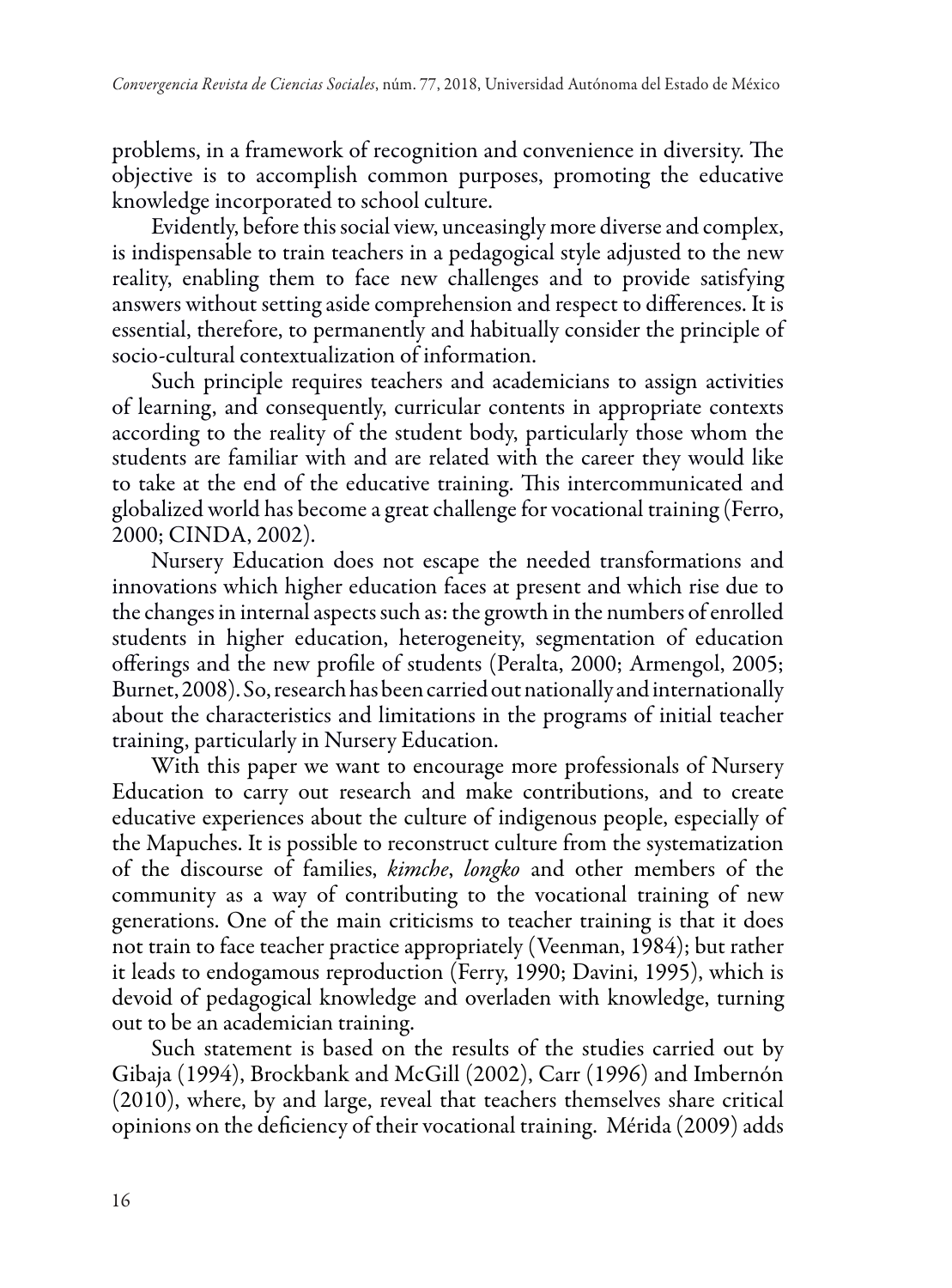problems, in a framework of recognition and convenience in diversity. The objective is to accomplish common purposes, promoting the educative knowledge incorporated to school culture.

Evidently, before this social view, unceasingly more diverse and complex, is indispensable to train teachers in a pedagogical style adjusted to the new reality, enabling them to face new challenges and to provide satisfying answers without setting aside comprehension and respect to differences. It is essential, therefore, to permanently and habitually consider the principle of socio-cultural contextualization of information.

Such principle requires teachers and academicians to assign activities of learning, and consequently, curricular contents in appropriate contexts according to the reality of the student body, particularly those whom the students are familiar with and are related with the career they would like to take at the end of the educative training. This intercommunicated and globalized world has become a great challenge for vocational training (Ferro, 2000; CINDA, 2002).

Nursery Education does not escape the needed transformations and innovations which higher education faces at present and which rise due to the changes in internal aspects such as: the growth in the numbers of enrolled students in higher education, heterogeneity, segmentation of education offerings and the new profile of students (Peralta, 2000; Armengol, 2005; Burnet, 2008). So, research has been carried out nationally and internationally about the characteristics and limitations in the programs of initial teacher training, particularly in Nursery Education.

With this paper we want to encourage more professionals of Nursery Education to carry out research and make contributions, and to create educative experiences about the culture of indigenous people, especially of the Mapuches. It is possible to reconstruct culture from the systematization of the discourse of families, *kimche*, *longko* and other members of the community as a way of contributing to the vocational training of new generations. One of the main criticisms to teacher training is that it does not train to face teacher practice appropriately (Veenman, 1984); but rather it leads to endogamous reproduction (Ferry, 1990; Davini, 1995), which is devoid of pedagogical knowledge and overladen with knowledge, turning out to be an academician training.

Such statement is based on the results of the studies carried out by Gibaja (1994), Brockbank and McGill (2002), Carr (1996) and Imbernón (2010), where, by and large, reveal that teachers themselves share critical opinions on the deficiency of their vocational training. Mérida (2009) adds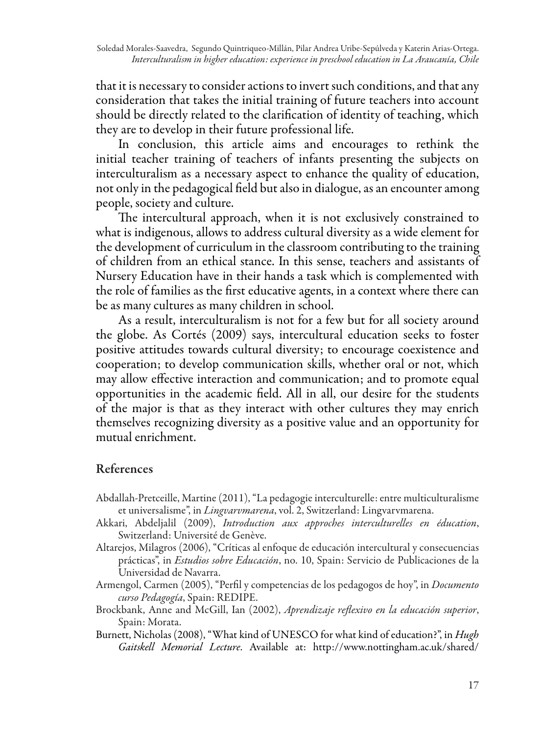that it is necessary to consider actions to invert such conditions, and that any consideration that takes the initial training of future teachers into account should be directly related to the clarification of identity of teaching, which they are to develop in their future professional life.

In conclusion, this article aims and encourages to rethink the initial teacher training of teachers of infants presenting the subjects on interculturalism as a necessary aspect to enhance the quality of education, not only in the pedagogical field but also in dialogue, as an encounter among people, society and culture.

The intercultural approach, when it is not exclusively constrained to what is indigenous, allows to address cultural diversity as a wide element for the development of curriculum in the classroom contributing to the training of children from an ethical stance. In this sense, teachers and assistants of Nursery Education have in their hands a task which is complemented with the role of families as the first educative agents, in a context where there can be as many cultures as many children in school.

As a result, interculturalism is not for a few but for all society around the globe. As Cortés (2009) says, intercultural education seeks to foster positive attitudes towards cultural diversity; to encourage coexistence and cooperation; to develop communication skills, whether oral or not, which may allow effective interaction and communication; and to promote equal opportunities in the academic field. All in all, our desire for the students of the major is that as they interact with other cultures they may enrich themselves recognizing diversity as a positive value and an opportunity for mutual enrichment.

## References

Abdallah-Pretceille, Martine (2011), "La pedagogie interculturelle: entre multiculturalisme et universalisme", in *Lingvarvmarena*, vol. 2, Switzerland: Lingvarvmarena.

Akkari, Abdeljalil (2009), *Introduction aux approches interculturelles en éducation*, Switzerland: Université de Genève.

Altarejos, Milagros (2006), "Críticas al enfoque de educación intercultural y consecuencias prácticas", in *Estudios sobre Educación*, no. 10, Spain: Servicio de Publicaciones de la Universidad de Navarra.

Armengol, Carmen (2005), "Perfil y competencias de los pedagogos de hoy", in *Documento curso Pedagogía*, Spain: REDIPE.

Brockbank, Anne and McGill, Ian (2002), *Aprendizaje reflexivo en la educación superior*, Spain: Morata.

Burnett, Nicholas (2008), "What kind of UNESCO for what kind of education?", in *Hugh Gaitskell Memorial Lecture*. Available at: http://www.nottingham.ac.uk/shared/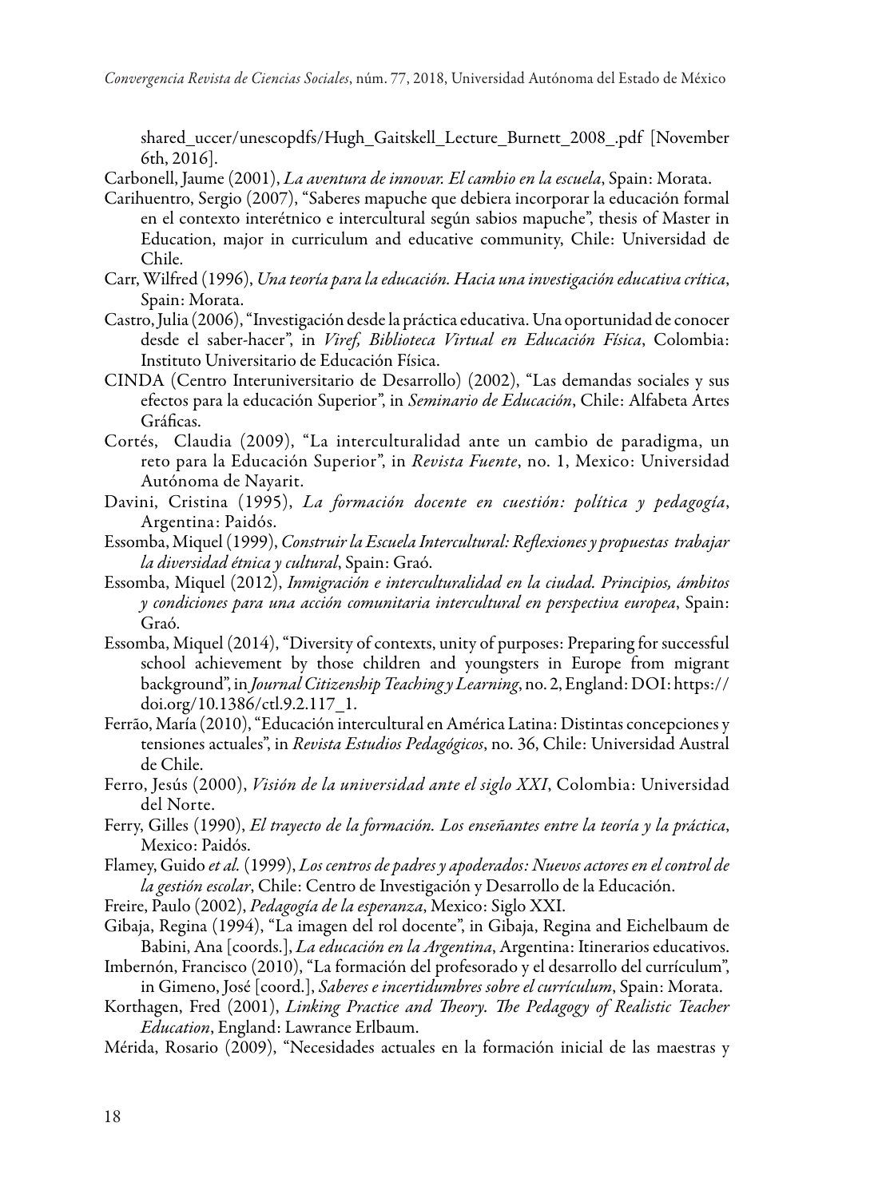shared_uccer/unescopdfs/Hugh_Gaitskell_Lecture_Burnett_2008_.pdf [November 6th, 2016].

Carbonell, Jaume (2001), *La aventura de innovar. El cambio en la escuela*, Spain: Morata.

Carihuentro, Sergio (2007), "Saberes mapuche que debiera incorporar la educación formal en el contexto interétnico e intercultural según sabios mapuche", thesis of Master in Education, major in curriculum and educative community, Chile: Universidad de Chile.

Carr, Wilfred (1996), *Una teoría para la educación. Hacia una investigación educativa crítica*, Spain: Morata.

Castro, Julia (2006), "Investigación desde la práctica educativa. Una oportunidad de conocer desde el saber-hacer", in *Viref, Biblioteca Virtual en Educación Física*, Colombia: Instituto Universitario de Educación Física.

CINDA (Centro Interuniversitario de Desarrollo) (2002), "Las demandas sociales y sus efectos para la educación Superior", in *Seminario de Educación*, Chile: Alfabeta Artes Gráficas.

Cortés, Claudia (2009), "La interculturalidad ante un cambio de paradigma, un reto para la Educación Superior", in *Revista Fuente*, no. 1, Mexico: Universidad Autónoma de Nayarit.

Davini, Cristina (1995), *La formación docente en cuestión: política y pedagogía*, Argentina: Paidós.

Essomba, Miquel (1999), *Construir la Escuela Intercultural: Reflexiones y propuestas trabajar la diversidad étnica y cultural*, Spain: Graó.

Essomba, Miquel (2012), *Inmigración e interculturalidad en la ciudad. Principios, ámbitos y condiciones para una acción comunitaria intercultural en perspectiva europea*, Spain: Graó.

Essomba, Miquel (2014), "Diversity of contexts, unity of purposes: Preparing for successful school achievement by those children and youngsters in Europe from migrant background", in *Journal Citizenship Teaching y Learning*, no. 2, England: DOI: https://doi.org/10.1386/ctl.9.2.117_1.

Ferrão, María (2010), "Educación intercultural en América Latina: Distintas concepciones y tensiones actuales", in *Revista Estudios Pedagógicos*, no. 36, Chile: Universidad Austral de Chile.

Ferro, Jesús (2000), *Visión de la universidad ante el siglo XXI*, Colombia: Universidad del Norte.

Ferry, Gilles (1990), *El trayecto de la formación. Los enseñantes entre la teoría y la práctica*, Mexico: Paidós.

Flamey, Guido *et al.* (1999), *Los centros de padres y apoderados: Nuevos actores en el control de la gestión escolar*, Chile: Centro de Investigación y Desarrollo de la Educación.

Freire, Paulo (2002), *Pedagogía de la esperanza*, Mexico: Siglo XXI.

Gibaja, Regina (1994), "La imagen del rol docente", in Gibaja, Regina and Eichelbaum de Babini, Ana [coords.], *La educación en la Argentina*, Argentina: Itinerarios educativos.

Imbernón, Francisco (2010), "La formación del profesorado y el desarrollo del currículum", in Gimeno, José [coord.], *Saberes e incertidumbres sobre el currículum*, Spain: Morata.

Korthagen, Fred (2001), *Linking Practice and Theory. The Pedagogy of Realistic Teacher Education*, England: Lawrance Erlbaum.

Mérida, Rosario (2009), "Necesidades actuales en la formación inicial de las maestras y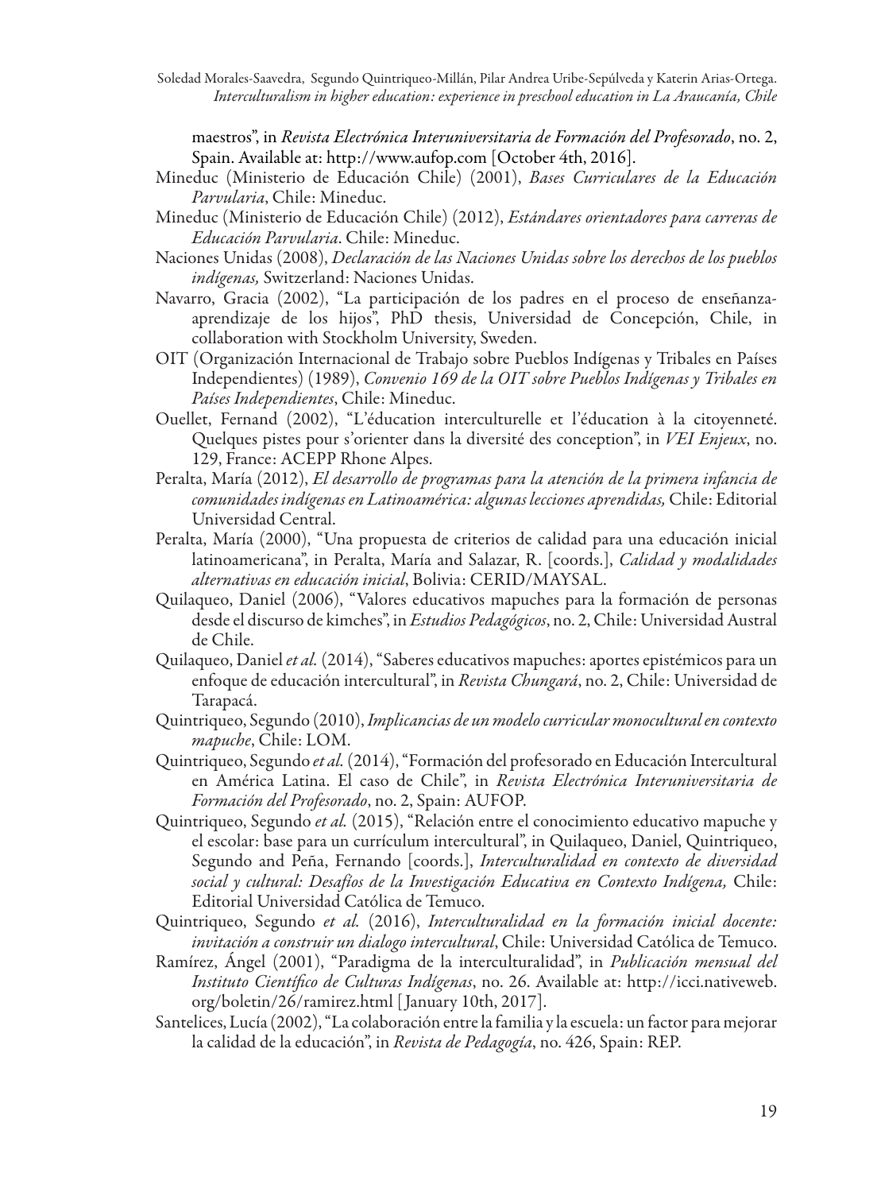maestros", in *Revista Electrónica Interuniversitaria de Formación del Profesorado*, no. 2, Spain. Available at: http://www.aufop.com [October 4th, 2016].

Mineduc (Ministerio de Educación Chile) (2001), *Bases Curriculares de la Educación Parvularia*, Chile: Mineduc.

Mineduc (Ministerio de Educación Chile) (2012), *Estándares orientadores para carreras de Educación Parvularia*. Chile: Mineduc.

Naciones Unidas (2008), *Declaración de las Naciones Unidas sobre los derechos de los pueblos indígenas,* Switzerland: Naciones Unidas.

Navarro, Gracia (2002), "La participación de los padres en el proceso de enseñanza-aprendizaje de los hijos", PhD thesis, Universidad de Concepción, Chile, in collaboration with Stockholm University, Sweden.

OIT (Organización Internacional de Trabajo sobre Pueblos Indígenas y Tribales en Países Independientes) (1989), *Convenio 169 de la OIT sobre Pueblos Indígenas y Tribales en Países Independientes*, Chile: Mineduc.

Ouellet, Fernand (2002), "L'éducation interculturelle et l'éducation à la citoyenneté. Quelques pistes pour s'orienter dans la diversité des conception", in *VEI Enjeux*, no. 129, France: ACEPP Rhone Alpes.

Peralta, María (2012), *El desarrollo de programas para la atención de la primera infancia de comunidades indígenas en Latinoamérica: algunas lecciones aprendidas,* Chile: Editorial Universidad Central.

Peralta, María (2000), "Una propuesta de criterios de calidad para una educación inicial latinoamericana", in Peralta, María and Salazar, R. [coords.], *Calidad y modalidades alternativas en educación inicial*, Bolivia: CERID/MAYSAL.

Quilaqueo, Daniel (2006), "Valores educativos mapuches para la formación de personas desde el discurso de kimches", in *Estudios Pedagógicos*, no. 2, Chile: Universidad Austral de Chile.

Quilaqueo, Daniel *et al.* (2014), "Saberes educativos mapuches: aportes epistémicos para un enfoque de educación intercultural", in *Revista Chungará*, no. 2, Chile: Universidad de Tarapacá.

Quintriqueo, Segundo (2010), *Implicancias de un modelo curricular monocultural en contexto mapuche*, Chile: LOM.

Quintriqueo, Segundo *et al.* (2014), "Formación del profesorado en Educación Intercultural en América Latina. El caso de Chile", in *Revista Electrónica Interuniversitaria de Formación del Profesorado*, no. 2, Spain: AUFOP.

Quintriqueo, Segundo *et al.* (2015), "Relación entre el conocimiento educativo mapuche y el escolar: base para un currículum intercultural", in Quilaqueo, Daniel, Quintriqueo, Segundo and Peña, Fernando [coords.], *Interculturalidad en contexto de diversidad social y cultural: Desafíos de la Investigación Educativa en Contexto Indígena,* Chile: Editorial Universidad Católica de Temuco.

Quintriqueo, Segundo *et al.* (2016), *Interculturalidad en la formación inicial docente: invitación a construir un dialogo intercultural*, Chile: Universidad Católica de Temuco.

Ramírez, Ángel (2001), "Paradigma de la interculturalidad", in *Publicación mensual del Instituto Científico de Culturas Indígenas*, no. 26. Available at: http://icci.nativeweb.org/boletin/26/ramirez.html [January 10th, 2017].

Santelices, Lucía (2002), "La colaboración entre la familia y la escuela: un factor para mejorar la calidad de la educación", in *Revista de Pedagogía*, no. 426, Spain: REP.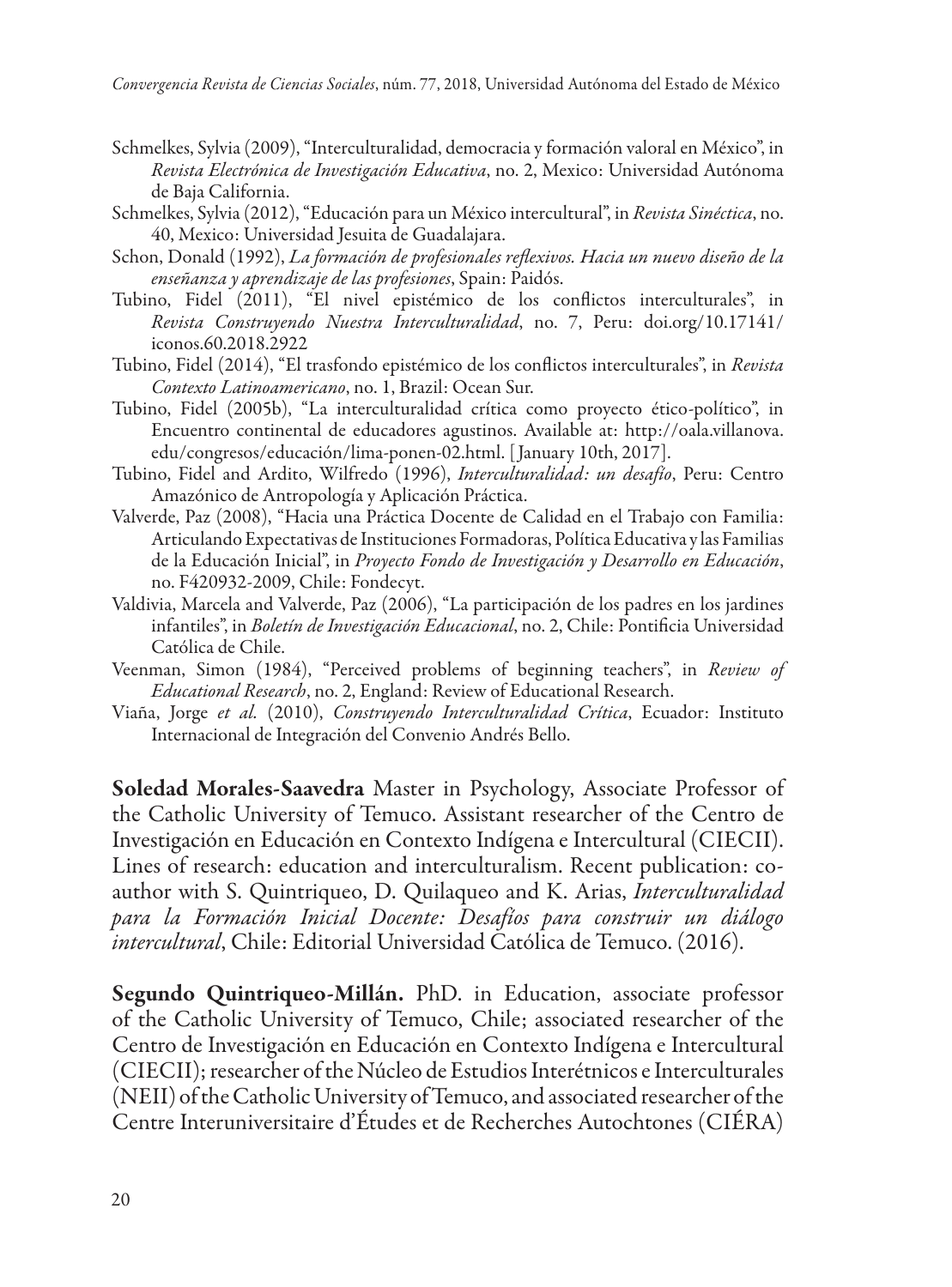Schmelkes, Sylvia (2009), "Interculturalidad, democracia y formación valoral en México", in *Revista Electrónica de Investigación Educativa*, no. 2, Mexico: Universidad Autónoma de Baja California.

Schmelkes, Sylvia (2012), "Educación para un México intercultural", in *Revista Sinéctica*, no. 40, Mexico: Universidad Jesuita de Guadalajara.

Schon, Donald (1992), *La formación de profesionales reflexivos. Hacia un nuevo diseño de la enseñanza y aprendizaje de las profesiones*, Spain: Paidós.

Tubino, Fidel (2011), "El nivel epistémico de los conflictos interculturales", in *Revista Construyendo Nuestra Interculturalidad*, no. 7, Peru: doi.org/10.17141/iconos.60.2018.2922

Tubino, Fidel (2014), "El trasfondo epistémico de los conflictos interculturales", in *Revista Contexto Latinoamericano*, no. 1, Brazil: Ocean Sur.

Tubino, Fidel (2005b), "La interculturalidad crítica como proyecto ético-político", in Encuentro continental de educadores agustinos. Available at: http://oala.villanova.edu/congresos/educación/lima-ponen-02.html. [January 10th, 2017].

Tubino, Fidel and Ardito, Wilfredo (1996), *Interculturalidad: un desafío*, Peru: Centro Amazónico de Antropología y Aplicación Práctica.

Valverde, Paz (2008), "Hacia una Práctica Docente de Calidad en el Trabajo con Familia: Articulando Expectativas de Instituciones Formadoras, Política Educativa y las Familias de la Educación Inicial", in *Proyecto Fondo de Investigación y Desarrollo en Educación*, no. F420932-2009, Chile: Fondecyt.

Valdivia, Marcela and Valverde, Paz (2006), "La participación de los padres en los jardines infantiles", in *Boletín de Investigación Educacional*, no. 2, Chile: Pontificia Universidad Católica de Chile.

Veenman, Simon (1984), "Perceived problems of beginning teachers", in *Review of Educational Research*, no. 2, England: Review of Educational Research.

Viaña, Jorge *et al*. (2010), *Construyendo Interculturalidad Crítica*, Ecuador: Instituto Internacional de Integración del Convenio Andrés Bello.

**Soledad Morales-Saavedra** Master in Psychology, Associate Professor of the Catholic University of Temuco. Assistant researcher of the Centro de Investigación en Educación en Contexto Indígena e Intercultural (CIECII). Lines of research: education and interculturalism. Recent publication: co-author with S. Quintriqueo, D. Quilaqueo and K. Arias, *Interculturalidad para la Formación Inicial Docente: Desafíos para construir un diálogo intercultural*, Chile: Editorial Universidad Católica de Temuco. (2016).

**Segundo Quintriqueo-Millán.** PhD. in Education, associate professor of the Catholic University of Temuco, Chile; associated researcher of the Centro de Investigación en Educación en Contexto Indígena e Intercultural (CIECII); researcher of the Núcleo de Estudios Interétnicos e Interculturales (NEII) of the Catholic University of Temuco, and associated researcher of the Centre Interuniversitaire d'Études et de Recherches Autochtones (CIÉRA)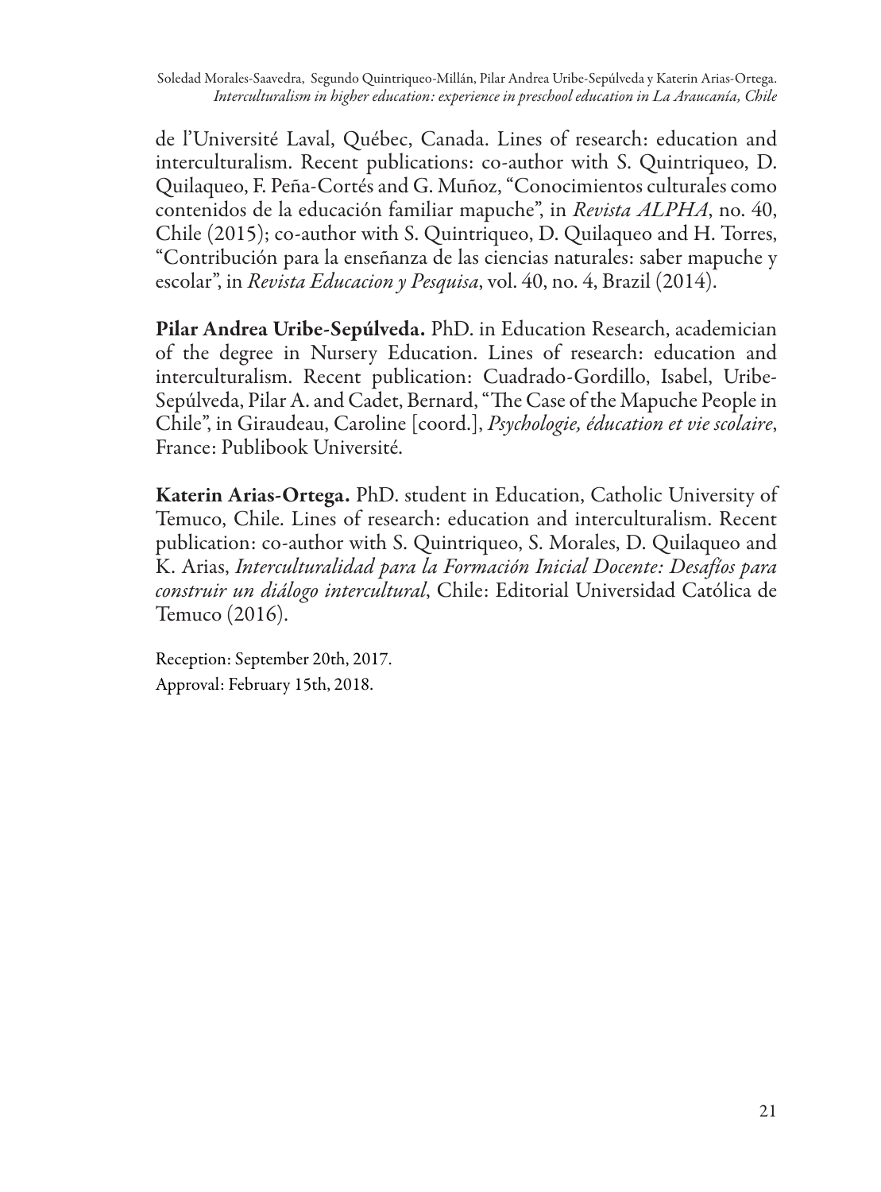de l'Université Laval, Québec, Canada. Lines of research: education and interculturalism. Recent publications: co-author with S. Quintriqueo, D. Quilaqueo, F. Peña-Cortés and G. Muñoz, "Conocimientos culturales como contenidos de la educación familiar mapuche", in *Revista ALPHA*, no. 40, Chile (2015); co-author with S. Quintriqueo, D. Quilaqueo and H. Torres, "Contribución para la enseñanza de las ciencias naturales: saber mapuche y escolar", in *Revista Educacion y Pesquisa*, vol. 40, no. 4, Brazil (2014).

**Pilar Andrea Uribe-Sepúlveda.** PhD. in Education Research, academician of the degree in Nursery Education. Lines of research: education and interculturalism. Recent publication: Cuadrado-Gordillo, Isabel, Uribe-Sepúlveda, Pilar A. and Cadet, Bernard, "The Case of the Mapuche People in Chile", in Giraudeau, Caroline [coord.], *Psychologie, éducation et vie scolaire*, France: Publibook Université.

**Katerin Arias-Ortega.** PhD. student in Education, Catholic University of Temuco, Chile. Lines of research: education and interculturalism. Recent publication: co-author with S. Quintriqueo, S. Morales, D. Quilaqueo and K. Arias, *Interculturalidad para la Formación Inicial Docente: Desafíos para construir un diálogo intercultural*, Chile: Editorial Universidad Católica de Temuco (2016).

Reception: September 20th, 2017.
Approval: February 15th, 2018.